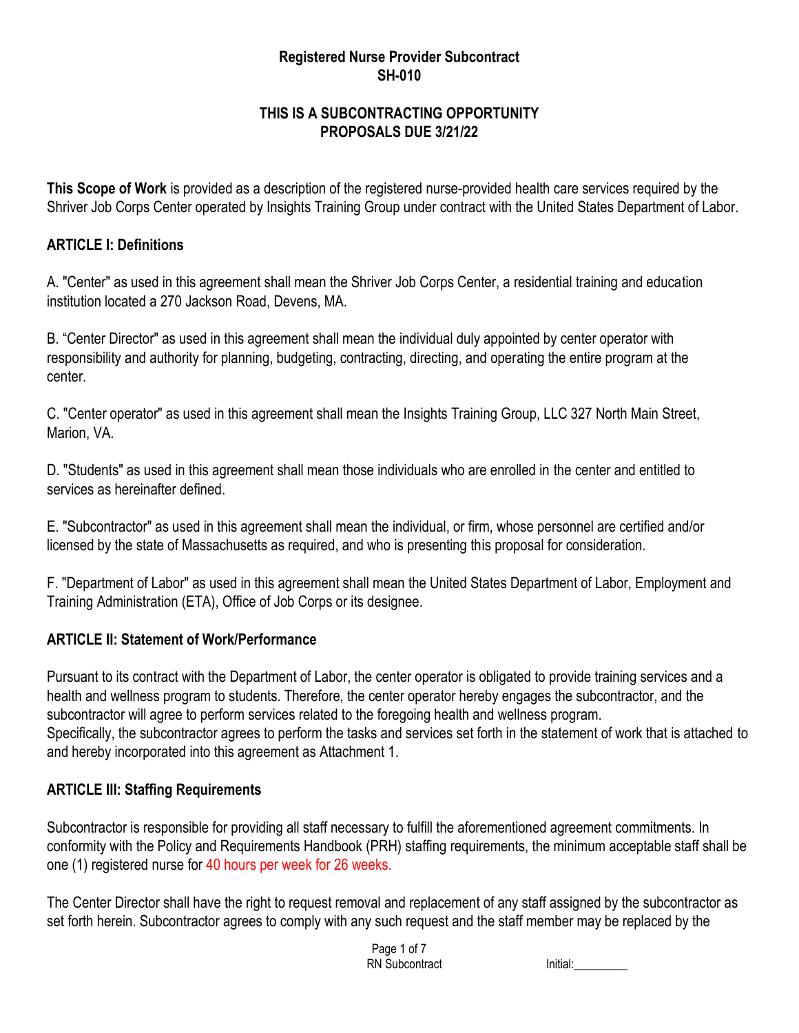**Registered Nurse Provider Subcontract**
**SH-010**

**THIS IS A SUBCONTRACTING OPPORTUNITY**
**PROPOSALS DUE 3/21/22**

**This Scope of Work** is provided as a description of the registered nurse-provided health care services required by the Shriver Job Corps Center operated by Insights Training Group under contract with the United States Department of Labor.

## ARTICLE I: Definitions

A. "Center" as used in this agreement shall mean the Shriver Job Corps Center, a residential training and education institution located a 270 Jackson Road, Devens, MA.

B. "Center Director" as used in this agreement shall mean the individual duly appointed by center operator with responsibility and authority for planning, budgeting, contracting, directing, and operating the entire program at the center.

C. "Center operator" as used in this agreement shall mean the Insights Training Group, LLC 327 North Main Street, Marion, VA.

D. "Students" as used in this agreement shall mean those individuals who are enrolled in the center and entitled to services as hereinafter defined.

E. "Subcontractor" as used in this agreement shall mean the individual, or firm, whose personnel are certified and/or licensed by the state of Massachusetts as required, and who is presenting this proposal for consideration.

F. "Department of Labor" as used in this agreement shall mean the United States Department of Labor, Employment and Training Administration (ETA), Office of Job Corps or its designee.

## ARTICLE II: Statement of Work/Performance

Pursuant to its contract with the Department of Labor, the center operator is obligated to provide training services and a health and wellness program to students. Therefore, the center operator hereby engages the subcontractor, and the subcontractor will agree to perform services related to the foregoing health and wellness program.
Specifically, the subcontractor agrees to perform the tasks and services set forth in the statement of work that is attached to and hereby incorporated into this agreement as Attachment 1.

## ARTICLE III: Staffing Requirements

Subcontractor is responsible for providing all staff necessary to fulfill the aforementioned agreement commitments. In conformity with the Policy and Requirements Handbook (PRH) staffing requirements, the minimum acceptable staff shall be one (1) registered nurse for 40 hours per week for 26 weeks.

The Center Director shall have the right to request removal and replacement of any staff assigned by the subcontractor as set forth herein. Subcontractor agrees to comply with any such request and the staff member may be replaced by the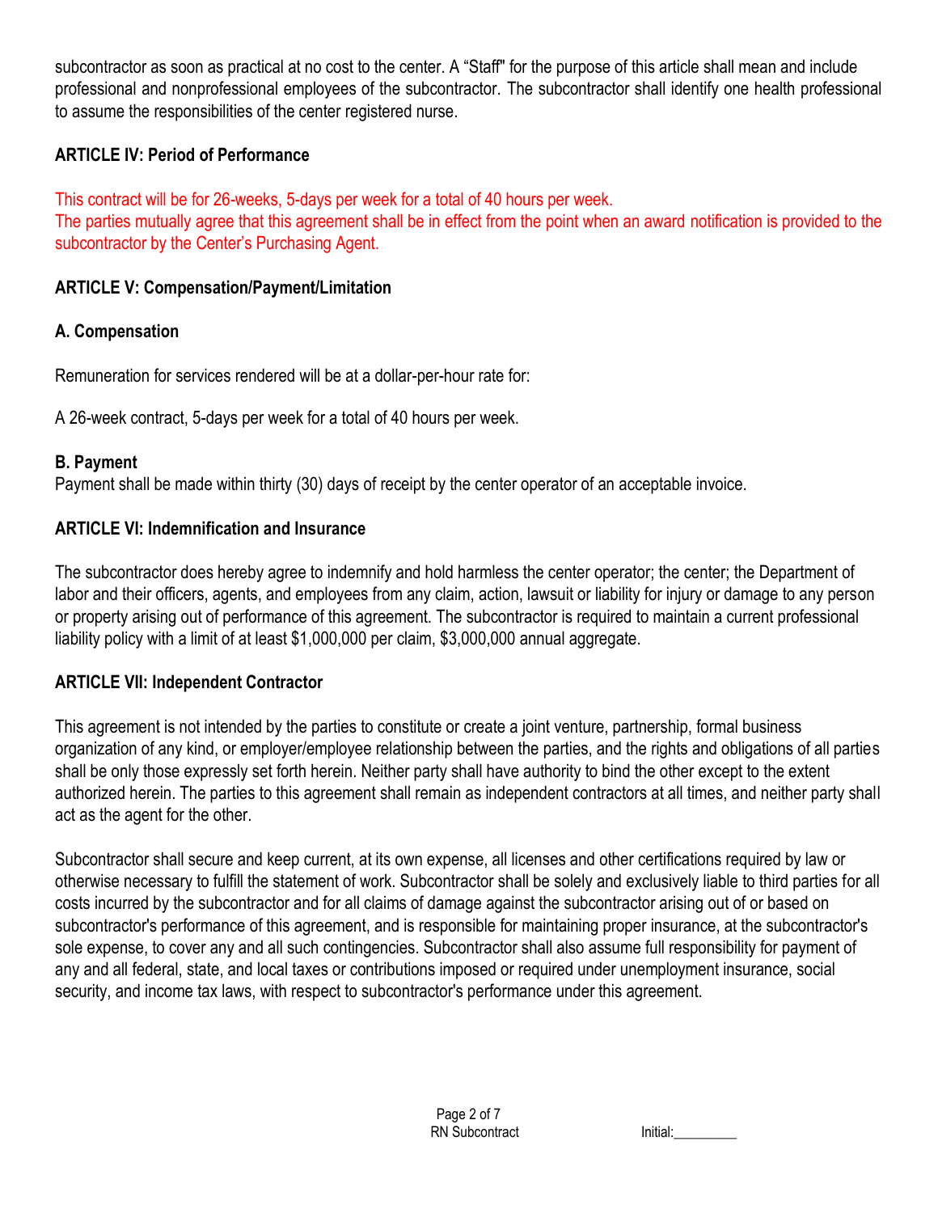subcontractor as soon as practical at no cost to the center. A "Staff" for the purpose of this article shall mean and include professional and nonprofessional employees of the subcontractor. The subcontractor shall identify one health professional to assume the responsibilities of the center registered nurse.

**ARTICLE IV: Period of Performance**

This contract will be for 26-weeks, 5-days per week for a total of 40 hours per week.
The parties mutually agree that this agreement shall be in effect from the point when an award notification is provided to the subcontractor by the Center's Purchasing Agent.

**ARTICLE V: Compensation/Payment/Limitation**

**A. Compensation**

Remuneration for services rendered will be at a dollar-per-hour rate for:

A 26-week contract, 5-days per week for a total of 40 hours per week.

**B. Payment**
Payment shall be made within thirty (30) days of receipt by the center operator of an acceptable invoice.

**ARTICLE VI: Indemnification and Insurance**

The subcontractor does hereby agree to indemnify and hold harmless the center operator; the center; the Department of labor and their officers, agents, and employees from any claim, action, lawsuit or liability for injury or damage to any person or property arising out of performance of this agreement. The subcontractor is required to maintain a current professional liability policy with a limit of at least $1,000,000 per claim, $3,000,000 annual aggregate.

**ARTICLE VII: Independent Contractor**

This agreement is not intended by the parties to constitute or create a joint venture, partnership, formal business organization of any kind, or employer/employee relationship between the parties, and the rights and obligations of all parties shall be only those expressly set forth herein. Neither party shall have authority to bind the other except to the extent authorized herein. The parties to this agreement shall remain as independent contractors at all times, and neither party shall act as the agent for the other.

Subcontractor shall secure and keep current, at its own expense, all licenses and other certifications required by law or otherwise necessary to fulfill the statement of work. Subcontractor shall be solely and exclusively liable to third parties for all costs incurred by the subcontractor and for all claims of damage against the subcontractor arising out of or based on subcontractor's performance of this agreement, and is responsible for maintaining proper insurance, at the subcontractor's sole expense, to cover any and all such contingencies. Subcontractor shall also assume full responsibility for payment of any and all federal, state, and local taxes or contributions imposed or required under unemployment insurance, social security, and income tax laws, with respect to subcontractor's performance under this agreement.

RN Subcontract Initial:\_\_\_\_\_\_\_\_\_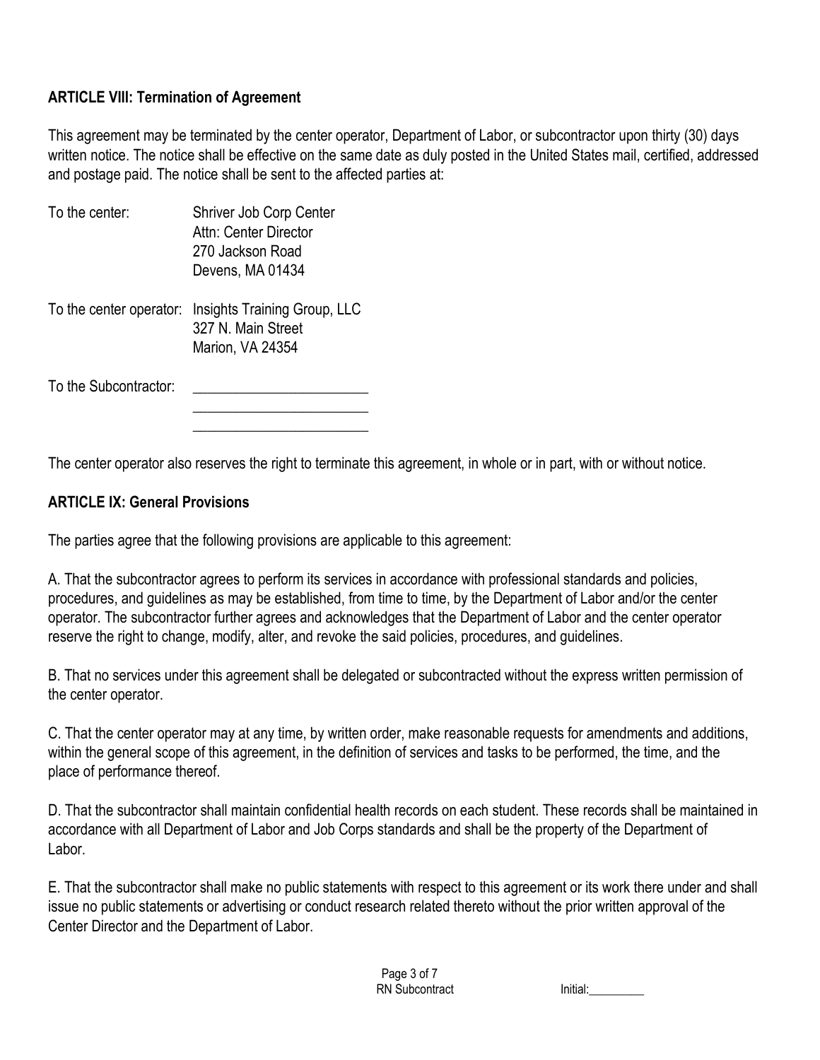**ARTICLE VIII: Termination of Agreement**

This agreement may be terminated by the center operator, Department of Labor, or subcontractor upon thirty (30) days written notice. The notice shall be effective on the same date as duly posted in the United States mail, certified, addressed and postage paid. The notice shall be sent to the affected parties at:

To the center: Shriver Job Corp Center
Attn: Center Director
270 Jackson Road
Devens, MA 01434

To the center operator: Insights Training Group, LLC
327 N. Main Street
Marion, VA 24354

To the Subcontractor: ________________________
________________________
________________________

The center operator also reserves the right to terminate this agreement, in whole or in part, with or without notice.

**ARTICLE IX: General Provisions**

The parties agree that the following provisions are applicable to this agreement:

A. That the subcontractor agrees to perform its services in accordance with professional standards and policies, procedures, and guidelines as may be established, from time to time, by the Department of Labor and/or the center operator. The subcontractor further agrees and acknowledges that the Department of Labor and the center operator reserve the right to change, modify, alter, and revoke the said policies, procedures, and guidelines.

B. That no services under this agreement shall be delegated or subcontracted without the express written permission of the center operator.

C. That the center operator may at any time, by written order, make reasonable requests for amendments and additions, within the general scope of this agreement, in the definition of services and tasks to be performed, the time, and the place of performance thereof.

D. That the subcontractor shall maintain confidential health records on each student. These records shall be maintained in accordance with all Department of Labor and Job Corps standards and shall be the property of the Department of Labor.

E. That the subcontractor shall make no public statements with respect to this agreement or its work there under and shall issue no public statements or advertising or conduct research related thereto without the prior written approval of the Center Director and the Department of Labor.

RN Subcontract Initial:_________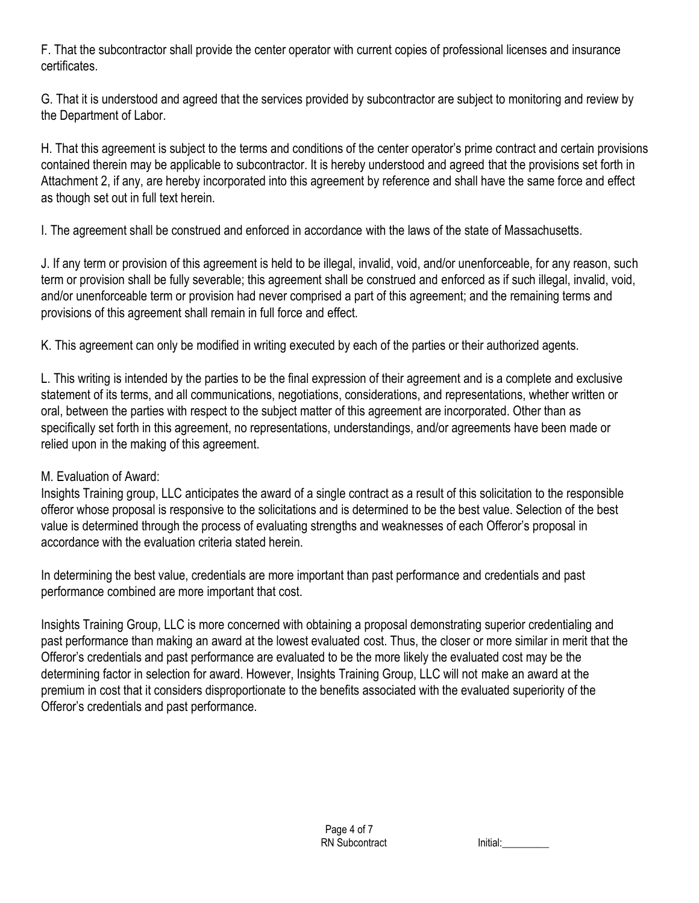F. That the subcontractor shall provide the center operator with current copies of professional licenses and insurance certificates.

G. That it is understood and agreed that the services provided by subcontractor are subject to monitoring and review by the Department of Labor.

H. That this agreement is subject to the terms and conditions of the center operator's prime contract and certain provisions contained therein may be applicable to subcontractor. It is hereby understood and agreed that the provisions set forth in Attachment 2, if any, are hereby incorporated into this agreement by reference and shall have the same force and effect as though set out in full text herein.

I. The agreement shall be construed and enforced in accordance with the laws of the state of Massachusetts.

J. If any term or provision of this agreement is held to be illegal, invalid, void, and/or unenforceable, for any reason, such term or provision shall be fully severable; this agreement shall be construed and enforced as if such illegal, invalid, void, and/or unenforceable term or provision had never comprised a part of this agreement; and the remaining terms and provisions of this agreement shall remain in full force and effect.

K. This agreement can only be modified in writing executed by each of the parties or their authorized agents.

L. This writing is intended by the parties to be the final expression of their agreement and is a complete and exclusive statement of its terms, and all communications, negotiations, considerations, and representations, whether written or oral, between the parties with respect to the subject matter of this agreement are incorporated. Other than as specifically set forth in this agreement, no representations, understandings, and/or agreements have been made or relied upon in the making of this agreement.

M. Evaluation of Award:
Insights Training group, LLC anticipates the award of a single contract as a result of this solicitation to the responsible offeror whose proposal is responsive to the solicitations and is determined to be the best value. Selection of the best value is determined through the process of evaluating strengths and weaknesses of each Offeror's proposal in accordance with the evaluation criteria stated herein.

In determining the best value, credentials are more important than past performance and credentials and past performance combined are more important that cost.

Insights Training Group, LLC is more concerned with obtaining a proposal demonstrating superior credentialing and past performance than making an award at the lowest evaluated cost. Thus, the closer or more similar in merit that the Offeror's credentials and past performance are evaluated to be the more likely the evaluated cost may be the determining factor in selection for award. However, Insights Training Group, LLC will not make an award at the premium in cost that it considers disproportionate to the benefits associated with the evaluated superiority of the Offeror's credentials and past performance.

RN Subcontract Initial:_________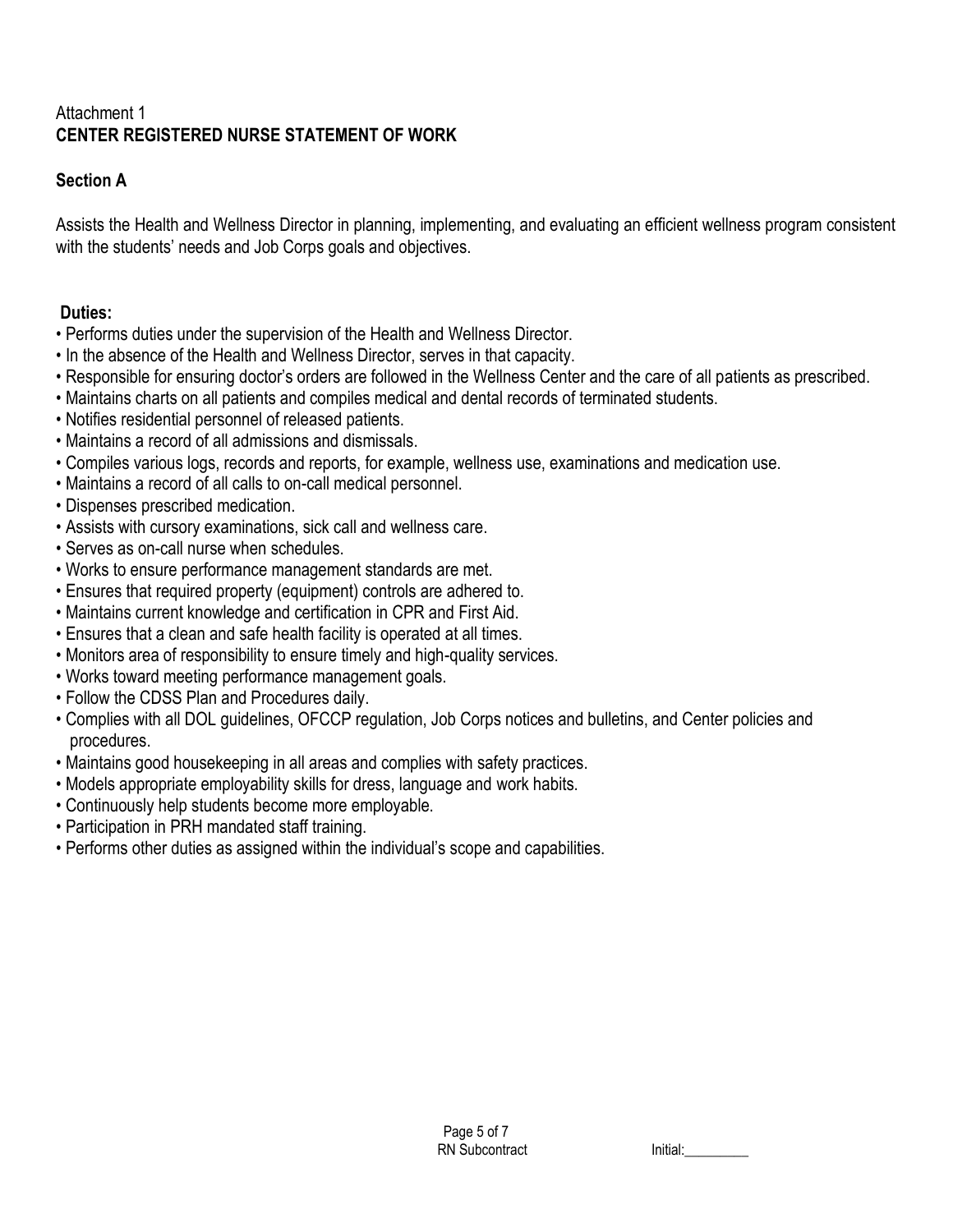Attachment 1

# CENTER REGISTERED NURSE STATEMENT OF WORK

## Section A

Assists the Health and Wellness Director in planning, implementing, and evaluating an efficient wellness program consistent with the students' needs and Job Corps goals and objectives.

**Duties:**

- Performs duties under the supervision of the Health and Wellness Director.
- In the absence of the Health and Wellness Director, serves in that capacity.
- Responsible for ensuring doctor's orders are followed in the Wellness Center and the care of all patients as prescribed.
- Maintains charts on all patients and compiles medical and dental records of terminated students.
- Notifies residential personnel of released patients.
- Maintains a record of all admissions and dismissals.
- Compiles various logs, records and reports, for example, wellness use, examinations and medication use.
- Maintains a record of all calls to on-call medical personnel.
- Dispenses prescribed medication.
- Assists with cursory examinations, sick call and wellness care.
- Serves as on-call nurse when schedules.
- Works to ensure performance management standards are met.
- Ensures that required property (equipment) controls are adhered to.
- Maintains current knowledge and certification in CPR and First Aid.
- Ensures that a clean and safe health facility is operated at all times.
- Monitors area of responsibility to ensure timely and high-quality services.
- Works toward meeting performance management goals.
- Follow the CDSS Plan and Procedures daily.
- Complies with all DOL guidelines, OFCCP regulation, Job Corps notices and bulletins, and Center policies and procedures.
- Maintains good housekeeping in all areas and complies with safety practices.
- Models appropriate employability skills for dress, language and work habits.
- Continuously help students become more employable.
- Participation in PRH mandated staff training.
- Performs other duties as assigned within the individual's scope and capabilities.

RN Subcontract

Initial:_________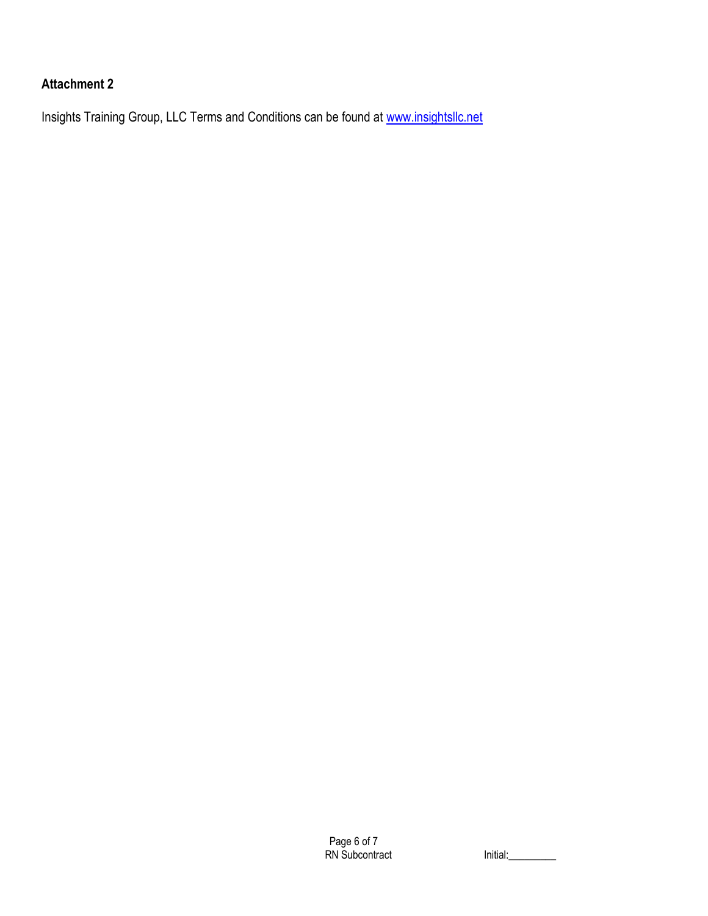**Attachment 2**

Insights Training Group, LLC Terms and Conditions can be found at [www.insightsllc.net](http://www.insightsllc.net)

Initial:_________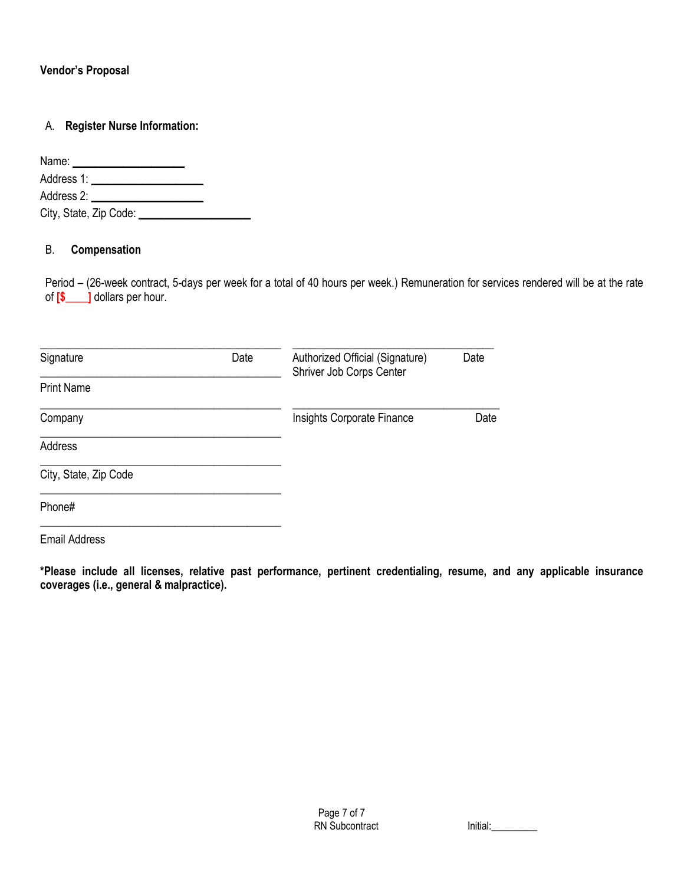**Vendor's Proposal**

A. **Register Nurse Information:**

Name: ___________________
Address 1: ___________________
Address 2: ___________________
City, State, Zip Code: ___________________

B. **Compensation**

Period – (26-week contract, 5-days per week for a total of 40 hours per week.) Remuneration for services rendered will be at the rate of **[$____]** dollars per hour.

_________________________________________
Signature Date

_________________________________________
Print Name

_________________________________________
Company

_________________________________________
Address

_________________________________________
City, State, Zip Code

_________________________________________
Phone#

_________________________________________
Email Address

_________________________________________
Authorized Official (Signature) Date
Shriver Job Corps Center

_________________________________________
Insights Corporate Finance Date

***Please include all licenses, relative past performance, pertinent credentialing, resume, and any applicable insurance coverages (i.e., general & malpractice).**

Initial:_________